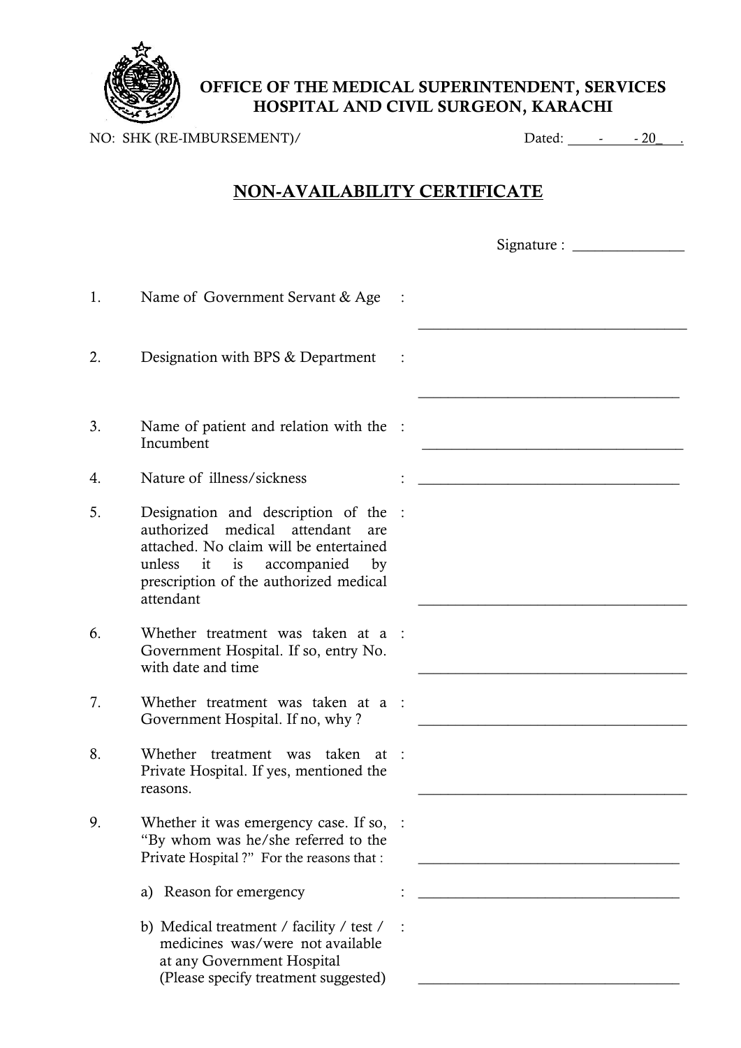**OFFICE OF THE MEDICAL SUPERINTENDENT, SERVICES HOSPITAL AND CIVIL SURGEON, KARACHI**

NO: SHK (RE-IMBURSEMENT)/ Dated: ____-____- 20_ .

## NON-AVAILABILITY CERTIFICATE

Signature : _______________

1. Name of Government Servant & Age : ____________________________________

2. Designation with BPS & Department : ____________________________________

3. Name of patient and relation with the Incumbent : ____________________________________

4. Nature of illness/sickness : ____________________________________

5. Designation and description of the authorized medical attendant are attached. No claim will be entertained unless it is accompanied by prescription of the authorized medical attendant : ____________________________________

6. Whether treatment was taken at a Government Hospital. If so, entry No. with date and time : ____________________________________

7. Whether treatment was taken at a Government Hospital. If no, why ? : ____________________________________

8. Whether treatment was taken at Private Hospital. If yes, mentioned the reasons. : ____________________________________

9. Whether it was emergency case. If so, "By whom was he/she referred to the Private Hospital ?" For the reasons that : ____________________________________

   a) Reason for emergency : ____________________________________

   b) Medical treatment / facility / test / medicines was/were not available at any Government Hospital (Please specify treatment suggested) : ____________________________________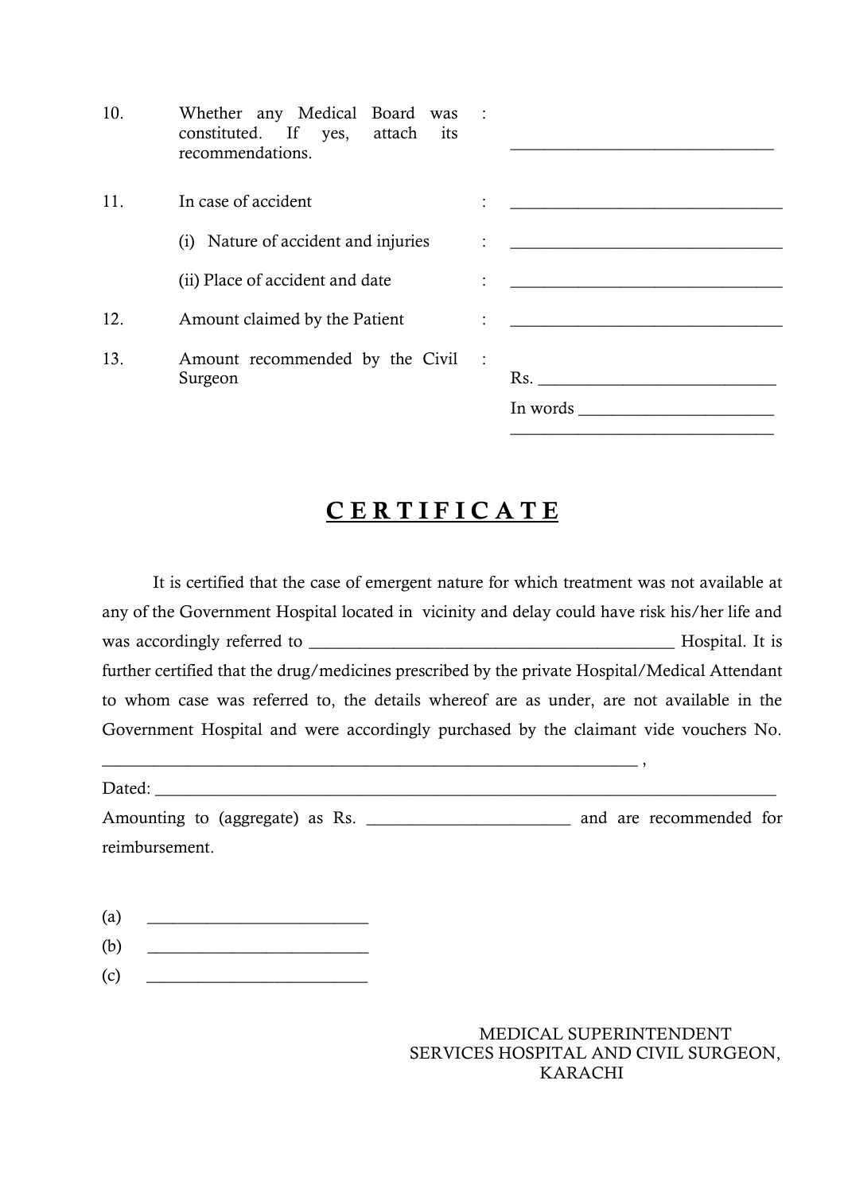| | | | |
|---|---|---|---|
| 10. | Whether any Medical Board was constituted. If yes, attach its recommendations. | : | _______________________________ |
| 11. | In case of accident | : | _______________________________ |
| | (i) Nature of accident and injuries | : | _______________________________ |
| | (ii) Place of accident and date | : | _______________________________ |
| 12. | Amount claimed by the Patient | : | _______________________________ |
| 13. | Amount recommended by the Civil Surgeon | : | Rs. ___________________________<br>In words ______________________<br>______________________________ |

## C E R T I F I C A T E

It is certified that the case of emergent nature for which treatment was not available at any of the Government Hospital located in vicinity and delay could have risk his/her life and was accordingly referred to ___________________________________________ Hospital. It is further certified that the drug/medicines prescribed by the private Hospital/Medical Attendant to whom case was referred to, the details whereof are as under, are not available in the Government Hospital and were accordingly purchased by the claimant vide vouchers No. _______________________________________________________________ ,

Dated: ___________________________________________________________________________

Amounting to (aggregate) as Rs. ________________________ and are recommended for reimbursement.

(a) __________________________

(b) __________________________

(c) __________________________

MEDICAL SUPERINTENDENT
SERVICES HOSPITAL AND CIVIL SURGEON,
KARACHI